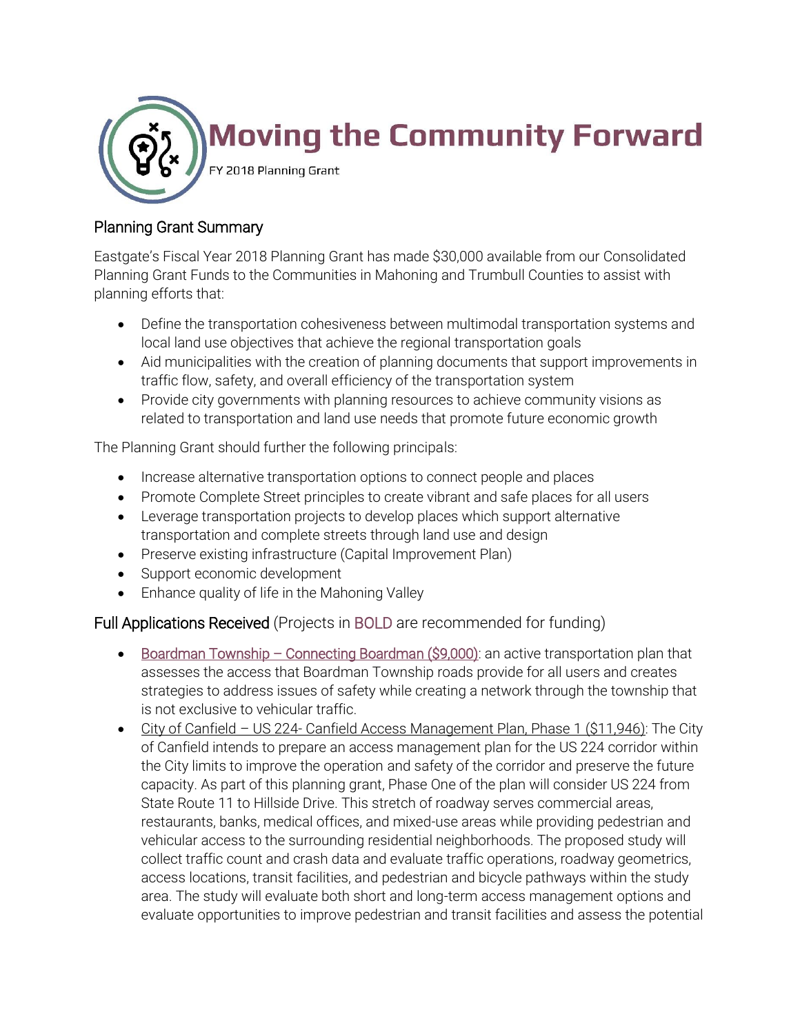# Moving the Community Forward

FY 2018 Planning Grant

## Planning Grant Summary

Eastgate's Fiscal Year 2018 Planning Grant has made $30,000 available from our Consolidated Planning Grant Funds to the Communities in Mahoning and Trumbull Counties to assist with planning efforts that:

- Define the transportation cohesiveness between multimodal transportation systems and local land use objectives that achieve the regional transportation goals
- Aid municipalities with the creation of planning documents that support improvements in traffic flow, safety, and overall efficiency of the transportation system
- Provide city governments with planning resources to achieve community visions as related to transportation and land use needs that promote future economic growth

The Planning Grant should further the following principals:

- Increase alternative transportation options to connect people and places
- Promote Complete Street principles to create vibrant and safe places for all users
- Leverage transportation projects to develop places which support alternative transportation and complete streets through land use and design
- Preserve existing infrastructure (Capital Improvement Plan)
- Support economic development
- Enhance quality of life in the Mahoning Valley

## Full Applications Received (Projects in BOLD are recommended for funding)

- **Boardman Township – Connecting Boardman ($9,000)**: an active transportation plan that assesses the access that Boardman Township roads provide for all users and creates strategies to address issues of safety while creating a network through the township that is not exclusive to vehicular traffic.
- City of Canfield – US 224- Canfield Access Management Plan, Phase 1 ($11,946): The City of Canfield intends to prepare an access management plan for the US 224 corridor within the City limits to improve the operation and safety of the corridor and preserve the future capacity. As part of this planning grant, Phase One of the plan will consider US 224 from State Route 11 to Hillside Drive. This stretch of roadway serves commercial areas, restaurants, banks, medical offices, and mixed-use areas while providing pedestrian and vehicular access to the surrounding residential neighborhoods. The proposed study will collect traffic count and crash data and evaluate traffic operations, roadway geometrics, access locations, transit facilities, and pedestrian and bicycle pathways within the study area. The study will evaluate both short and long-term access management options and evaluate opportunities to improve pedestrian and transit facilities and assess the potential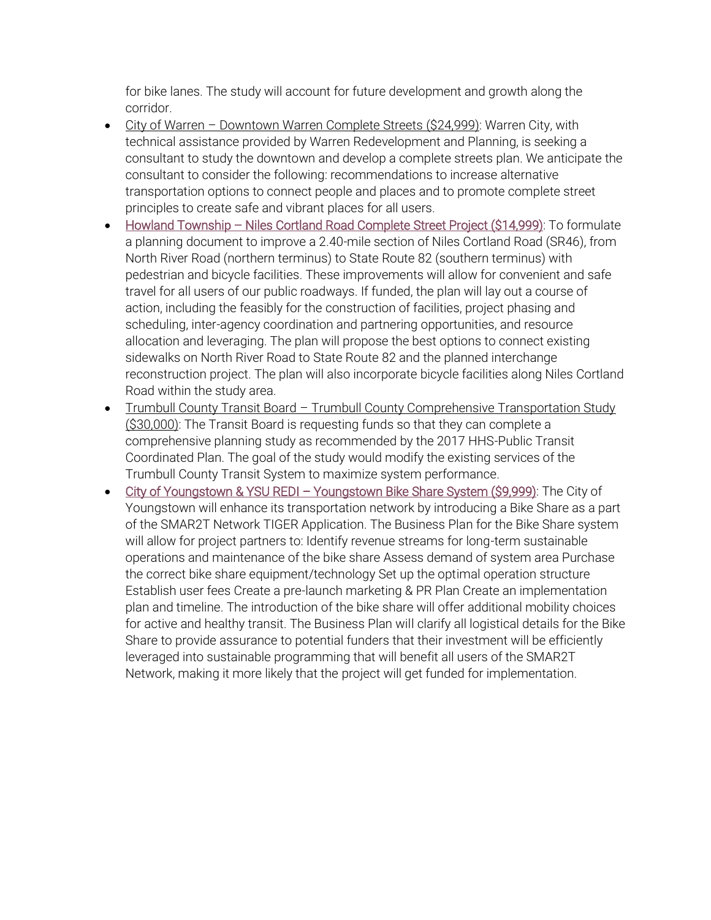for bike lanes. The study will account for future development and growth along the corridor.

- City of Warren – Downtown Warren Complete Streets ($24,999): Warren City, with technical assistance provided by Warren Redevelopment and Planning, is seeking a consultant to study the downtown and develop a complete streets plan. We anticipate the consultant to consider the following: recommendations to increase alternative transportation options to connect people and places and to promote complete street principles to create safe and vibrant places for all users.
- Howland Township – Niles Cortland Road Complete Street Project ($14,999): To formulate a planning document to improve a 2.40-mile section of Niles Cortland Road (SR46), from North River Road (northern terminus) to State Route 82 (southern terminus) with pedestrian and bicycle facilities. These improvements will allow for convenient and safe travel for all users of our public roadways. If funded, the plan will lay out a course of action, including the feasibly for the construction of facilities, project phasing and scheduling, inter-agency coordination and partnering opportunities, and resource allocation and leveraging. The plan will propose the best options to connect existing sidewalks on North River Road to State Route 82 and the planned interchange reconstruction project. The plan will also incorporate bicycle facilities along Niles Cortland Road within the study area.
- Trumbull County Transit Board – Trumbull County Comprehensive Transportation Study ($30,000): The Transit Board is requesting funds so that they can complete a comprehensive planning study as recommended by the 2017 HHS-Public Transit Coordinated Plan. The goal of the study would modify the existing services of the Trumbull County Transit System to maximize system performance.
- City of Youngstown & YSU REDI – Youngstown Bike Share System ($9,999): The City of Youngstown will enhance its transportation network by introducing a Bike Share as a part of the SMAR2T Network TIGER Application. The Business Plan for the Bike Share system will allow for project partners to: Identify revenue streams for long-term sustainable operations and maintenance of the bike share Assess demand of system area Purchase the correct bike share equipment/technology Set up the optimal operation structure Establish user fees Create a pre-launch marketing & PR Plan Create an implementation plan and timeline. The introduction of the bike share will offer additional mobility choices for active and healthy transit. The Business Plan will clarify all logistical details for the Bike Share to provide assurance to potential funders that their investment will be efficiently leveraged into sustainable programming that will benefit all users of the SMAR2T Network, making it more likely that the project will get funded for implementation.